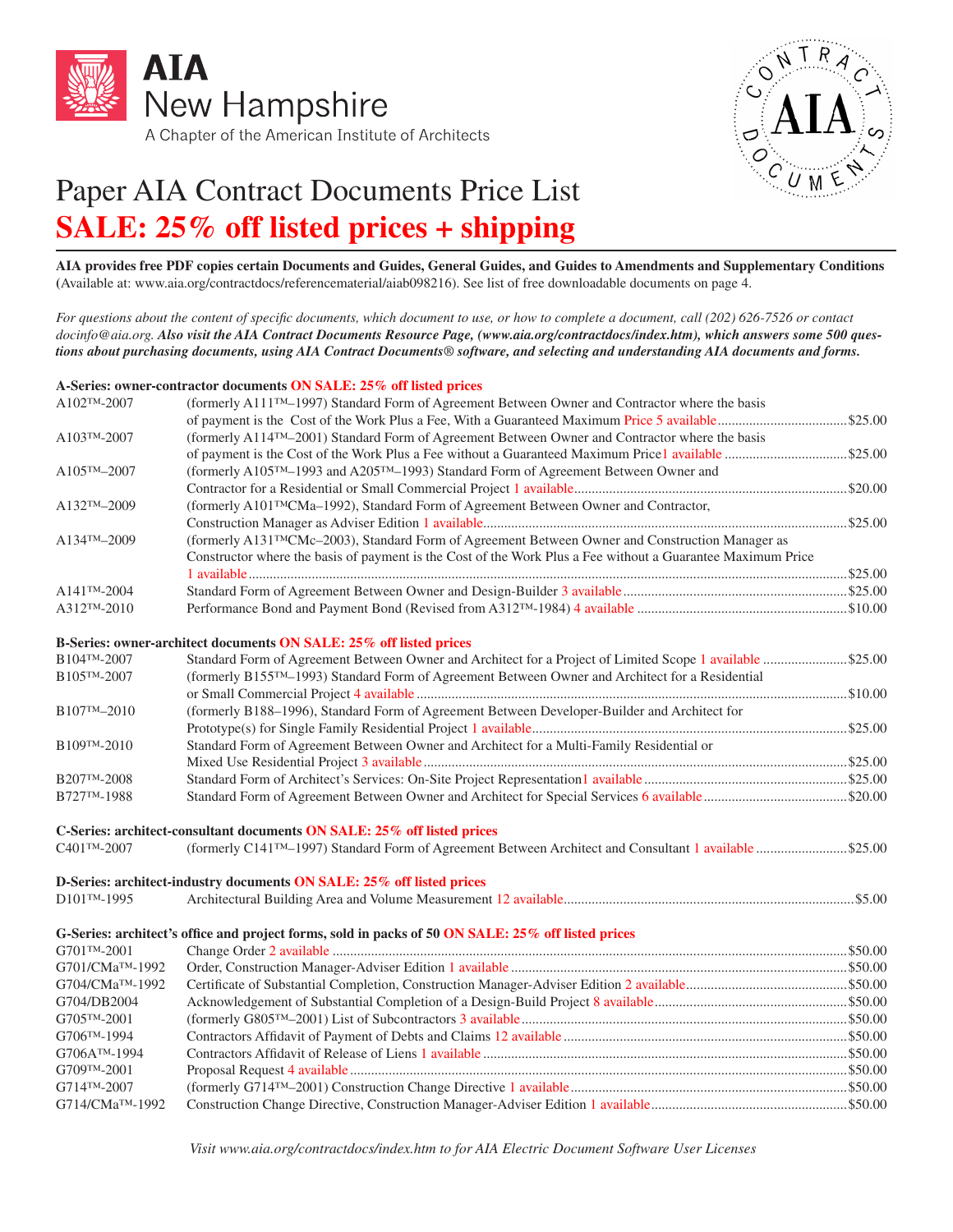# AIA New Hampshire

A Chapter of the American Institute of Architects

# Paper AIA Contract Documents Price List

## SALE: 25% off listed prices + shipping

**AIA provides free PDF copies certain Documents and Guides, General Guides, and Guides to Amendments and Supplementary Conditions** (Available at: www.aia.org/contractdocs/referencematerial/aiab098216). See list of free downloadable documents on page 4.

*For questions about the content of specific documents, which document to use, or how to complete a document, call (202) 626-7526 or contact docinfo@aia.org.* ***Also visit the AIA Contract Documents Resource Page, (www.aia.org/contractdocs/index.htm), which answers some 500 questions about purchasing documents, using AIA Contract Documents® software, and selecting and understanding AIA documents and forms.***

### A-Series: owner-contractor documents ON SALE: 25% off listed prices

| Document | Description | Price |
|---|---|---|
| A102™-2007 | (formerly A111™–1997) Standard Form of Agreement Between Owner and Contractor where the basis of payment is the Cost of the Work Plus a Fee, With a Guaranteed Maximum Price 5 available | $25.00 |
| A103™-2007 | (formerly A114™–2001) Standard Form of Agreement Between Owner and Contractor where the basis of payment is the Cost of the Work Plus a Fee without a Guaranteed Maximum Price1 available | $25.00 |
| A105™–2007 | (formerly A105™–1993 and A205™–1993) Standard Form of Agreement Between Owner and Contractor for a Residential or Small Commercial Project 1 available | $20.00 |
| A132™–2009 | (formerly A101™CMa–1992), Standard Form of Agreement Between Owner and Contractor, Construction Manager as Adviser Edition 1 available | $25.00 |
| A134™–2009 | (formerly A131™CMc–2003), Standard Form of Agreement Between Owner and Construction Manager as Constructor where the basis of payment is the Cost of the Work Plus a Fee without a Guarantee Maximum Price 1 available | $25.00 |
| A141™-2004 | Standard Form of Agreement Between Owner and Design-Builder 3 available | $25.00 |
| A312™-2010 | Performance Bond and Payment Bond (Revised from A312™-1984) 4 available | $10.00 |

### B-Series: owner-architect documents ON SALE: 25% off listed prices

| Document | Description | Price |
|---|---|---|
| B104™-2007 | Standard Form of Agreement Between Owner and Architect for a Project of Limited Scope 1 available | $25.00 |
| B105™-2007 | (formerly B155™–1993) Standard Form of Agreement Between Owner and Architect for a Residential or Small Commercial Project 4 available | $10.00 |
| B107™–2010 | (formerly B188–1996), Standard Form of Agreement Between Developer-Builder and Architect for Prototype(s) for Single Family Residential Project 1 available | $25.00 |
| B109™-2010 | Standard Form of Agreement Between Owner and Architect for a Multi-Family Residential or Mixed Use Residential Project 3 available | $25.00 |
| B207™-2008 | Standard Form of Architect's Services: On-Site Project Representation1 available | $25.00 |
| B727™-1988 | Standard Form of Agreement Between Owner and Architect for Special Services 6 available | $20.00 |

### C-Series: architect-consultant documents ON SALE: 25% off listed prices

| Document | Description | Price |
|---|---|---|
| C401™-2007 | (formerly C141™–1997) Standard Form of Agreement Between Architect and Consultant 1 available | $25.00 |

### D-Series: architect-industry documents ON SALE: 25% off listed prices

| Document | Description | Price |
|---|---|---|
| D101™-1995 | Architectural Building Area and Volume Measurement 12 available | $5.00 |

### G-Series: architect's office and project forms, sold in packs of 50 ON SALE: 25% off listed prices

| Document | Description | Price |
|---|---|---|
| G701™-2001 | Change Order 2 available | $50.00 |
| G701/CMa™-1992 | Order, Construction Manager-Adviser Edition 1 available | $50.00 |
| G704/CMa™-1992 | Certificate of Substantial Completion, Construction Manager-Adviser Edition 2 available | $50.00 |
| G704/DB2004 | Acknowledgement of Substantial Completion of a Design-Build Project 8 available | $50.00 |
| G705™-2001 | (formerly G805™–2001) List of Subcontractors 3 available | $50.00 |
| G706™-1994 | Contractors Affidavit of Payment of Debts and Claims 12 available | $50.00 |
| G706A™-1994 | Contractors Affidavit of Release of Liens 1 available | $50.00 |
| G709™-2001 | Proposal Request 4 available | $50.00 |
| G714™-2007 | (formerly G714™–2001) Construction Change Directive 1 available | $50.00 |
| G714/CMa™-1992 | Construction Change Directive, Construction Manager-Adviser Edition 1 available | $50.00 |

*Visit www.aia.org/contractdocs/index.htm to for AIA Electric Document Software User Licenses*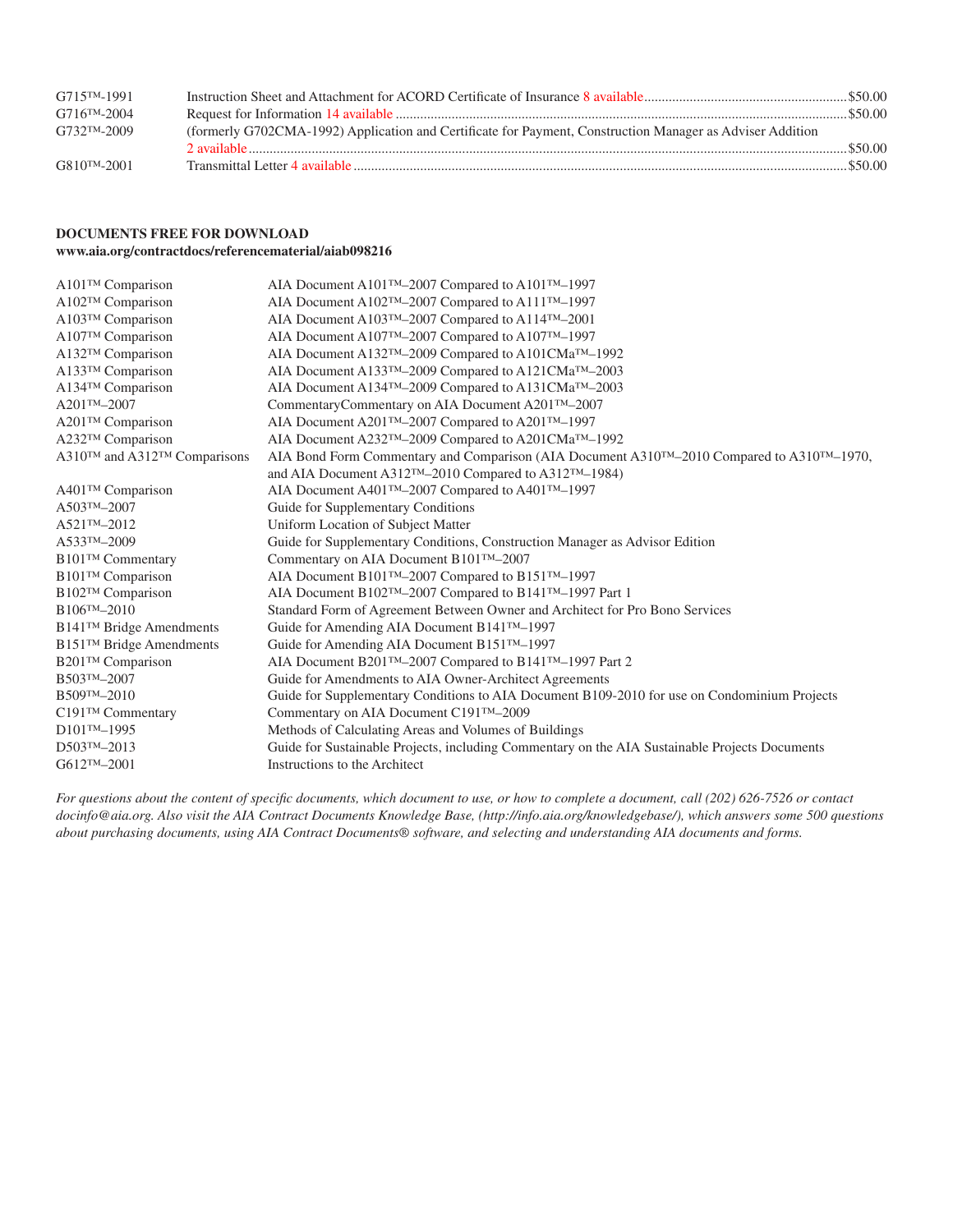| | | |
|---|---|---|
| G715™-1991 | Instruction Sheet and Attachment for ACORD Certificate of Insurance 8 available | $50.00 |
| G716™-2004 | Request for Information 14 available | $50.00 |
| G732™-2009 | (formerly G702CMA-1992) Application and Certificate for Payment, Construction Manager as Adviser Addition 2 available | $50.00 |
| G810™-2001 | Transmittal Letter 4 available | $50.00 |

**DOCUMENTS FREE FOR DOWNLOAD**
**www.aia.org/contractdocs/referencematerial/aiab098216**

| | |
|---|---|
| A101™ Comparison | AIA Document A101™–2007 Compared to A101™–1997 |
| A102™ Comparison | AIA Document A102™–2007 Compared to A111™–1997 |
| A103™ Comparison | AIA Document A103™–2007 Compared to A114™–2001 |
| A107™ Comparison | AIA Document A107™–2007 Compared to A107™–1997 |
| A132™ Comparison | AIA Document A132™–2009 Compared to A101CMa™–1992 |
| A133™ Comparison | AIA Document A133™–2009 Compared to A121CMa™–2003 |
| A134™ Comparison | AIA Document A134™–2009 Compared to A131CMa™–2003 |
| A201™–2007 | CommentaryCommentary on AIA Document A201™–2007 |
| A201™ Comparison | AIA Document A201™–2007 Compared to A201™–1997 |
| A232™ Comparison | AIA Document A232™–2009 Compared to A201CMa™–1992 |
| A310™ and A312™ Comparisons | AIA Bond Form Commentary and Comparison (AIA Document A310™–2010 Compared to A310™–1970, and AIA Document A312™–2010 Compared to A312™–1984) |
| A401™ Comparison | AIA Document A401™–2007 Compared to A401™–1997 |
| A503™–2007 | Guide for Supplementary Conditions |
| A521™–2012 | Uniform Location of Subject Matter |
| A533™–2009 | Guide for Supplementary Conditions, Construction Manager as Advisor Edition |
| B101™ Commentary | Commentary on AIA Document B101™–2007 |
| B101™ Comparison | AIA Document B101™–2007 Compared to B151™–1997 |
| B102™ Comparison | AIA Document B102™–2007 Compared to B141™–1997 Part 1 |
| B106™–2010 | Standard Form of Agreement Between Owner and Architect for Pro Bono Services |
| B141™ Bridge Amendments | Guide for Amending AIA Document B141™–1997 |
| B151™ Bridge Amendments | Guide for Amending AIA Document B151™–1997 |
| B201™ Comparison | AIA Document B201™–2007 Compared to B141™–1997 Part 2 |
| B503™–2007 | Guide for Amendments to AIA Owner-Architect Agreements |
| B509™–2010 | Guide for Supplementary Conditions to AIA Document B109-2010 for use on Condominium Projects |
| C191™ Commentary | Commentary on AIA Document C191™–2009 |
| D101™–1995 | Methods of Calculating Areas and Volumes of Buildings |
| D503™–2013 | Guide for Sustainable Projects, including Commentary on the AIA Sustainable Projects Documents |
| G612™–2001 | Instructions to the Architect |

*For questions about the content of specific documents, which document to use, or how to complete a document, call (202) 626-7526 or contact docinfo@aia.org. Also visit the AIA Contract Documents Knowledge Base, (http://info.aia.org/knowledgebase/), which answers some 500 questions about purchasing documents, using AIA Contract Documents® software, and selecting and understanding AIA documents and forms.*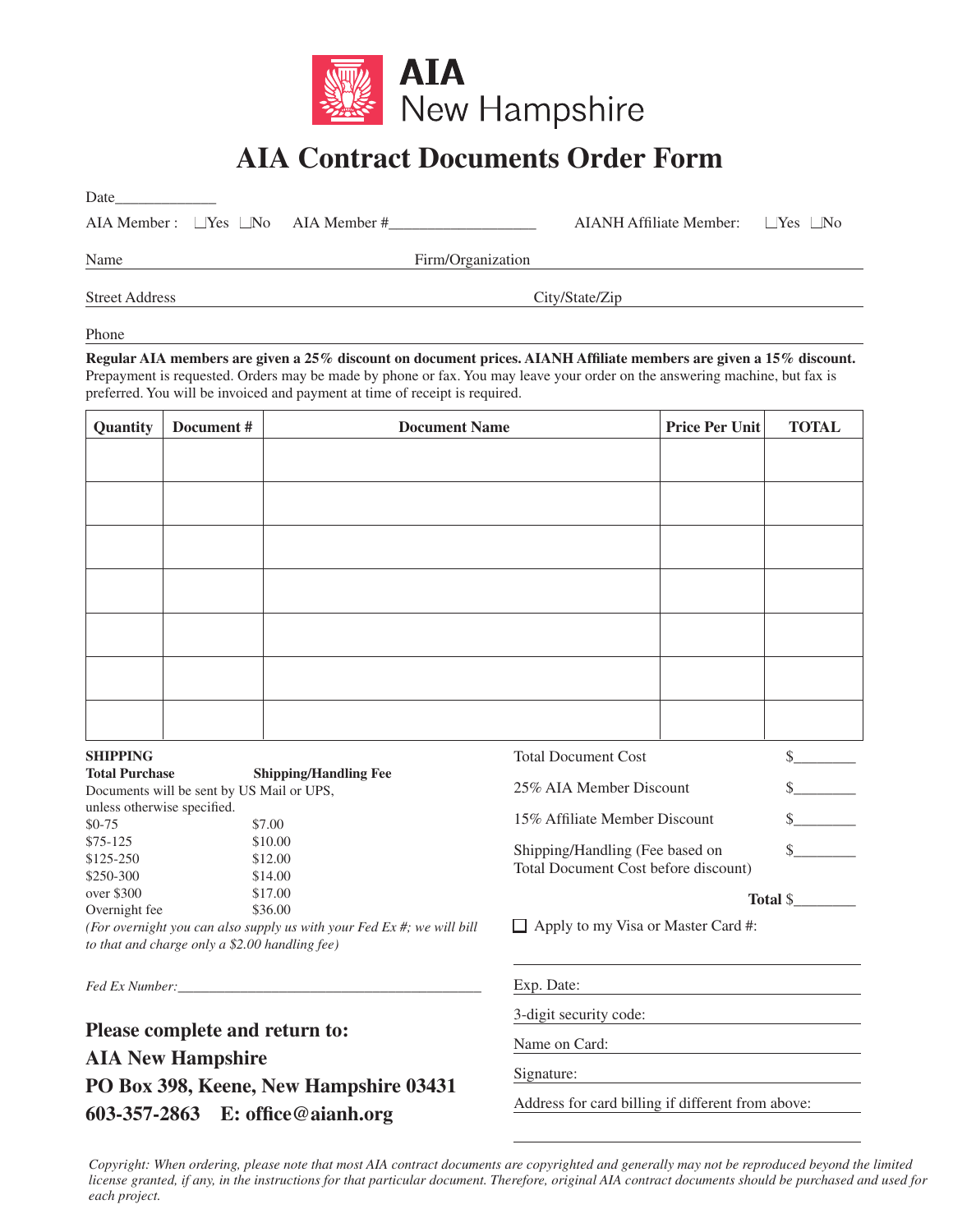AIA New Hampshire

# AIA Contract Documents Order Form

Date_____________

AIA Member : ☐Yes ☐No    AIA Member #__________________    AIANH Affiliate Member: ☐Yes ☐No

Name ______________________ Firm/Organization ______________________

Street Address ______________________ City/State/Zip ______________________

Phone ______________________

**Regular AIA members are given a 25% discount on document prices. AIANH Affiliate members are given a 15% discount.** Prepayment is requested. Orders may be made by phone or fax. You may leave your order on the answering machine, but fax is preferred. You will be invoiced and payment at time of receipt is required.

| Quantity | Document # | Document Name | Price Per Unit | TOTAL |
|---|---|---|---|---|
| | | | | |
| | | | | |
| | | | | |
| | | | | |
| | | | | |
| | | | | |
| | | | | |

**SHIPPING**

Documents will be sent by US Mail or UPS, unless otherwise specified.

| Total Purchase | Shipping/Handling Fee |
|---|---|
| $0-75 | $7.00 |
| $75-125 | $10.00 |
| $125-250 | $12.00 |
| $250-300 | $14.00 |
| over $300 | $17.00 |
| Overnight fee | $36.00 |

*(For overnight you can also supply us with your Fed Ex #; we will bill to that and charge only a $2.00 handling fee)*

*Fed Ex Number:*______________________

Total Document Cost $________

25% AIA Member Discount $________

15% Affiliate Member Discount $________

Shipping/Handling (Fee based on Total Document Cost before discount) $________

**Total** $________

☐ Apply to my Visa or Master Card #:

______________________

Exp. Date: ______________________

3-digit security code: ______________________

Name on Card: ______________________

Signature: ______________________

Address for card billing if different from above: ______________________

______________________

**Please complete and return to:**
**AIA New Hampshire**
**PO Box 398, Keene, New Hampshire 03431**
**603-357-2863 E: office@aianh.org**

*Copyright: When ordering, please note that most AIA contract documents are copyrighted and generally may not be reproduced beyond the limited license granted, if any, in the instructions for that particular document. Therefore, original AIA contract documents should be purchased and used for each project.*